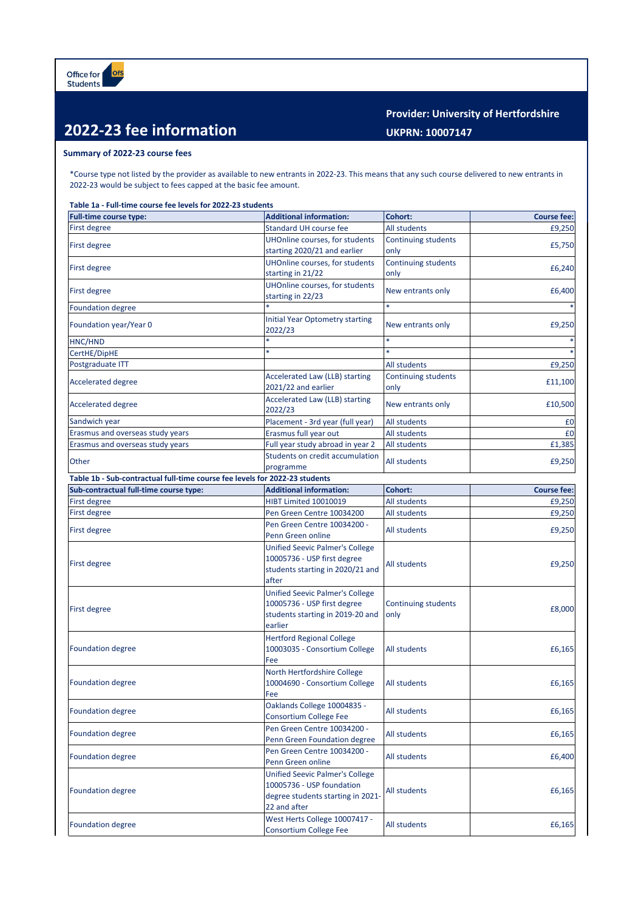Office for Students

# 2022-23 fee information

**Provider: University of Hertfordshire**

**UKPRN: 10007147**

### Summary of 2022-23 course fees

*Course type not listed by the provider as available to new entrants in 2022-23. This means that any such course delivered to new entrants in 2022-23 would be subject to fees capped at the basic fee amount.

**Table 1a - Full-time course fee levels for 2022-23 students**

| Full-time course type: | Additional information: | Cohort: | Course fee: |
|---|---|---|---|
| First degree | Standard UH course fee | All students | £9,250 |
| First degree | UHOnline courses, for students starting 2020/21 and earlier | Continuing students only | £5,750 |
| First degree | UHOnline courses, for students starting in 21/22 | Continuing students only | £6,240 |
| First degree | UHOnline courses, for students starting in 22/23 | New entrants only | £6,400 |
| Foundation degree | * | * | * |
| Foundation year/Year 0 | Initial Year Optometry starting 2022/23 | New entrants only | £9,250 |
| HNC/HND | * | * | * |
| CertHE/DipHE | * | * | * |
| Postgraduate ITT | | All students | £9,250 |
| Accelerated degree | Accelerated Law (LLB) starting 2021/22 and earlier | Continuing students only | £11,100 |
| Accelerated degree | Accelerated Law (LLB) starting 2022/23 | New entrants only | £10,500 |
| Sandwich year | Placement - 3rd year (full year) | All students | £0 |
| Erasmus and overseas study years | Erasmus full year out | All students | £0 |
| Erasmus and overseas study years | Full year study abroad in year 2 | All students | £1,385 |
| Other | Students on credit accumulation programme | All students | £9,250 |

**Table 1b - Sub-contractual full-time course fee levels for 2022-23 students**

| Sub-contractual full-time course type: | Additional information: | Cohort: | Course fee: |
|---|---|---|---|
| First degree | HIBT Limited 10010019 | All students | £9,250 |
| First degree | Pen Green Centre 10034200 | All students | £9,250 |
| First degree | Pen Green Centre 10034200 - Penn Green online | All students | £9,250 |
| First degree | Unified Seevic Palmer's College 10005736 - USP first degree students starting in 2020/21 and after | All students | £9,250 |
| First degree | Unified Seevic Palmer's College 10005736 - USP first degree students starting in 2019-20 and earlier | Continuing students only | £8,000 |
| Foundation degree | Hertford Regional College 10003035 - Consortium College Fee | All students | £6,165 |
| Foundation degree | North Hertfordshire College 10004690 - Consortium College Fee | All students | £6,165 |
| Foundation degree | Oaklands College 10004835 - Consortium College Fee | All students | £6,165 |
| Foundation degree | Pen Green Centre 10034200 - Penn Green Foundation degree | All students | £6,165 |
| Foundation degree | Pen Green Centre 10034200 - Penn Green online | All students | £6,400 |
| Foundation degree | Unified Seevic Palmer's College 10005736 - USP foundation degree students starting in 2021-22 and after | All students | £6,165 |
| Foundation degree | West Herts College 10007417 - Consortium College Fee | All students | £6,165 |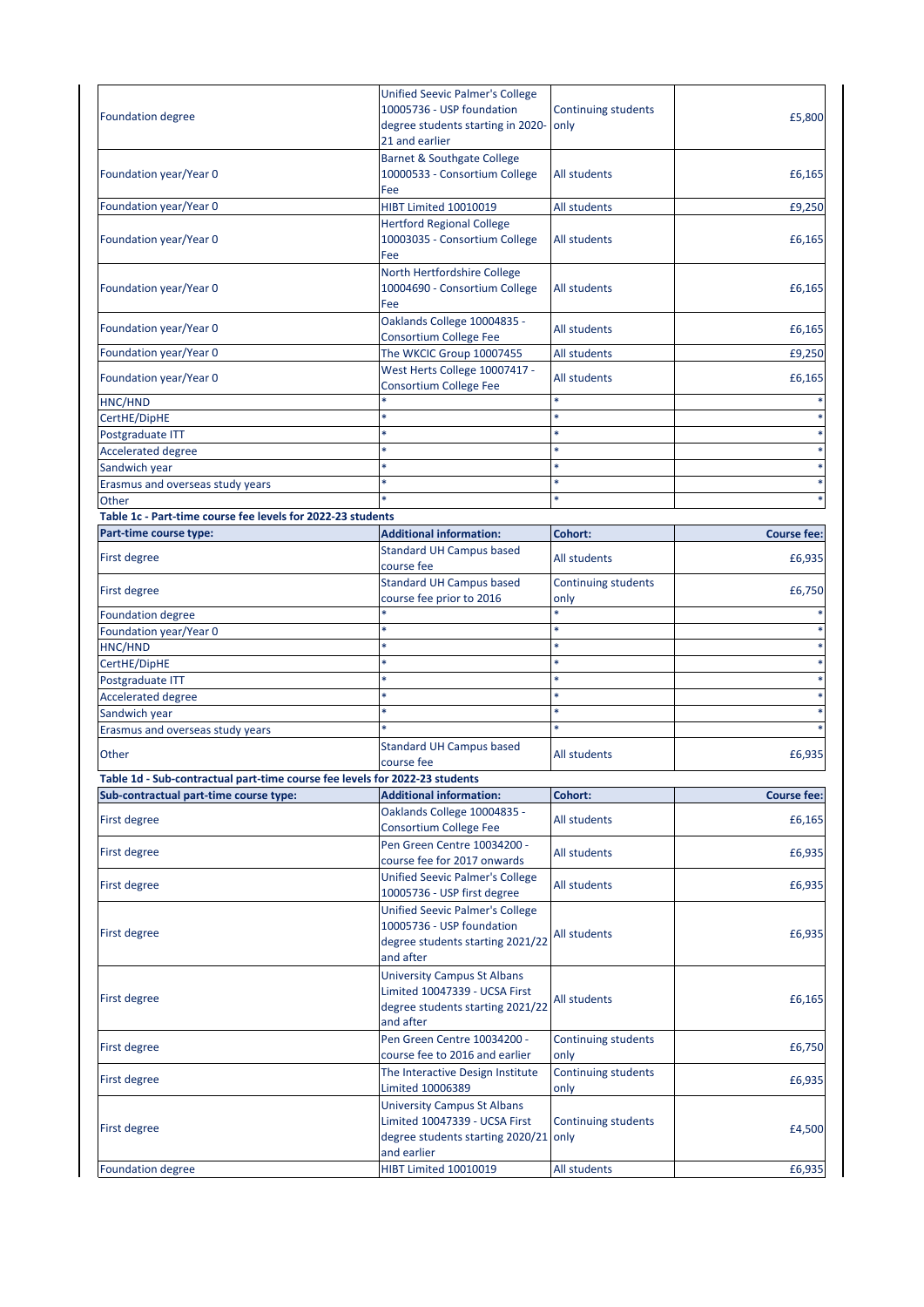| | | | |
|---|---|---|---|
| Foundation degree | Unified Seevic Palmer's College 10005736 - USP foundation degree students starting in 2020-21 and earlier | Continuing students only | £5,800 |
| Foundation year/Year 0 | Barnet & Southgate College 10000533 - Consortium College Fee | All students | £6,165 |
| Foundation year/Year 0 | HIBT Limited 10010019 | All students | £9,250 |
| Foundation year/Year 0 | Hertford Regional College 10003035 - Consortium College Fee | All students | £6,165 |
| Foundation year/Year 0 | North Hertfordshire College 10004690 - Consortium College Fee | All students | £6,165 |
| Foundation year/Year 0 | Oaklands College 10004835 - Consortium College Fee | All students | £6,165 |
| Foundation year/Year 0 | The WKCIC Group 10007455 | All students | £9,250 |
| Foundation year/Year 0 | West Herts College 10007417 - Consortium College Fee | All students | £6,165 |
| HNC/HND | * | * | * |
| CertHE/DipHE | * | * | * |
| Postgraduate ITT | * | * | * |
| Accelerated degree | * | * | * |
| Sandwich year | * | * | * |
| Erasmus and overseas study years | * | * | * |
| Other | * | * | * |

**Table 1c - Part-time course fee levels for 2022-23 students**

| Part-time course type: | Additional information: | Cohort: | Course fee: |
|---|---|---|---|
| First degree | Standard UH Campus based course fee | All students | £6,935 |
| First degree | Standard UH Campus based course fee prior to 2016 | Continuing students only | £6,750 |
| Foundation degree | * | * | * |
| Foundation year/Year 0 | * | * | * |
| HNC/HND | * | * | * |
| CertHE/DipHE | * | * | * |
| Postgraduate ITT | * | * | * |
| Accelerated degree | * | * | * |
| Sandwich year | * | * | * |
| Erasmus and overseas study years | * | * | * |
| Other | Standard UH Campus based course fee | All students | £6,935 |

**Table 1d - Sub-contractual part-time course fee levels for 2022-23 students**

| Sub-contractual part-time course type: | Additional information: | Cohort: | Course fee: |
|---|---|---|---|
| First degree | Oaklands College 10004835 - Consortium College Fee | All students | £6,165 |
| First degree | Pen Green Centre 10034200 - course fee for 2017 onwards | All students | £6,935 |
| First degree | Unified Seevic Palmer's College 10005736 - USP first degree | All students | £6,935 |
| First degree | Unified Seevic Palmer's College 10005736 - USP foundation degree students starting 2021/22 and after | All students | £6,935 |
| First degree | University Campus St Albans Limited 10047339 - UCSA First degree students starting 2021/22 and after | All students | £6,165 |
| First degree | Pen Green Centre 10034200 - course fee to 2016 and earlier | Continuing students only | £6,750 |
| First degree | The Interactive Design Institute Limited 10006389 | Continuing students only | £6,935 |
| First degree | University Campus St Albans Limited 10047339 - UCSA First degree students starting 2020/21 and earlier | Continuing students only | £4,500 |
| Foundation degree | HIBT Limited 10010019 | All students | £6,935 |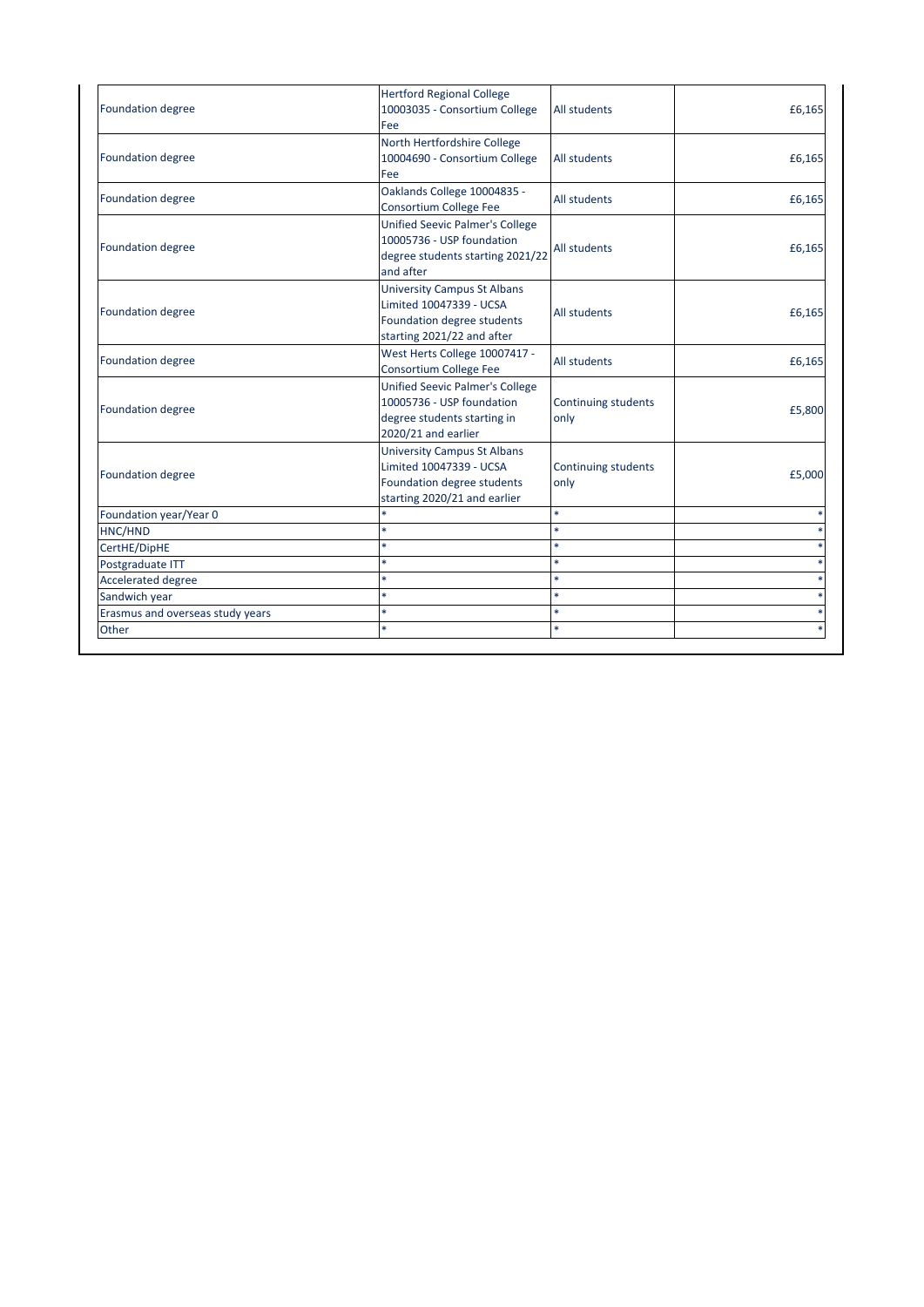| | | | |
|---|---|---|---|
| Foundation degree | Hertford Regional College 10003035 - Consortium College Fee | All students | £6,165 |
| Foundation degree | North Hertfordshire College 10004690 - Consortium College Fee | All students | £6,165 |
| Foundation degree | Oaklands College 10004835 - Consortium College Fee | All students | £6,165 |
| Foundation degree | Unified Seevic Palmer's College 10005736 - USP foundation degree students starting 2021/22 and after | All students | £6,165 |
| Foundation degree | University Campus St Albans Limited 10047339 - UCSA Foundation degree students starting 2021/22 and after | All students | £6,165 |
| Foundation degree | West Herts College 10007417 - Consortium College Fee | All students | £6,165 |
| Foundation degree | Unified Seevic Palmer's College 10005736 - USP foundation degree students starting in 2020/21 and earlier | Continuing students only | £5,800 |
| Foundation degree | University Campus St Albans Limited 10047339 - UCSA Foundation degree students starting 2020/21 and earlier | Continuing students only | £5,000 |
| Foundation year/Year 0 | * | * | * |
| HNC/HND | * | * | * |
| CertHE/DipHE | * | * | * |
| Postgraduate ITT | * | * | * |
| Accelerated degree | * | * | * |
| Sandwich year | * | * | * |
| Erasmus and overseas study years | * | * | * |
| Other | * | * | * |